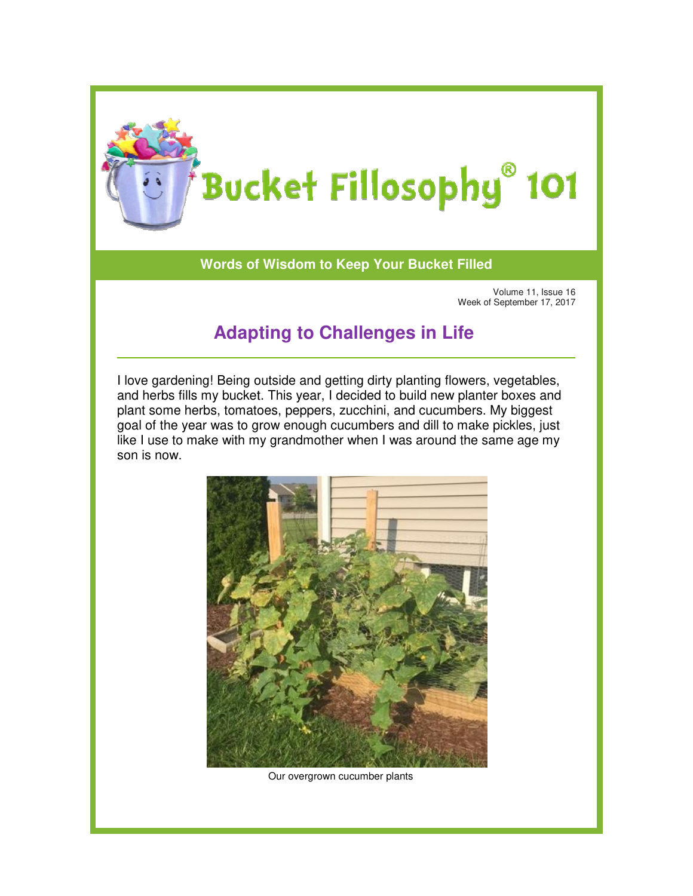# Bucket Fillosophy® 101

**Words of Wisdom to Keep Your Bucket Filled**

Volume 11, Issue 16
Week of September 17, 2017

## Adapting to Challenges in Life

I love gardening! Being outside and getting dirty planting flowers, vegetables, and herbs fills my bucket. This year, I decided to build new planter boxes and plant some herbs, tomatoes, peppers, zucchini, and cucumbers. My biggest goal of the year was to grow enough cucumbers and dill to make pickles, just like I use to make with my grandmother when I was around the same age my son is now.

Our overgrown cucumber plants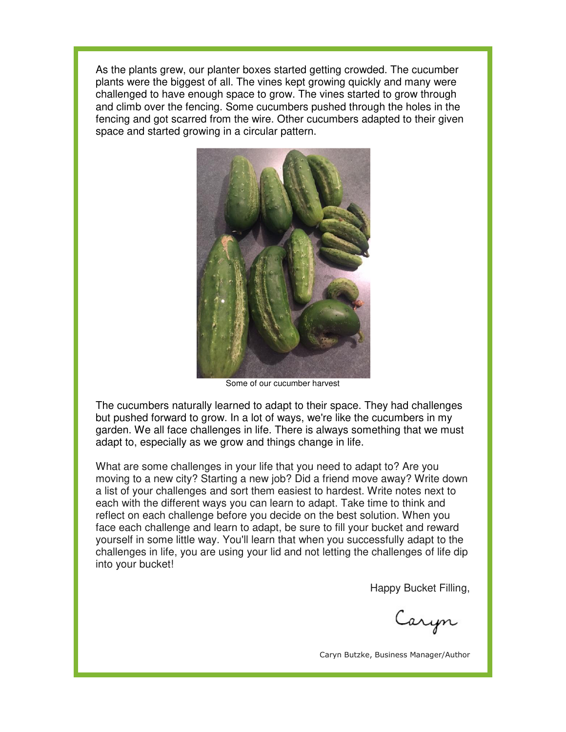As the plants grew, our planter boxes started getting crowded. The cucumber plants were the biggest of all. The vines kept growing quickly and many were challenged to have enough space to grow. The vines started to grow through and climb over the fencing. Some cucumbers pushed through the holes in the fencing and got scarred from the wire. Other cucumbers adapted to their given space and started growing in a circular pattern.

Some of our cucumber harvest

The cucumbers naturally learned to adapt to their space. They had challenges but pushed forward to grow. In a lot of ways, we're like the cucumbers in my garden. We all face challenges in life. There is always something that we must adapt to, especially as we grow and things change in life.

What are some challenges in your life that you need to adapt to? Are you moving to a new city? Starting a new job? Did a friend move away? Write down a list of your challenges and sort them easiest to hardest. Write notes next to each with the different ways you can learn to adapt. Take time to think and reflect on each challenge before you decide on the best solution. When you face each challenge and learn to adapt, be sure to fill your bucket and reward yourself in some little way. You'll learn that when you successfully adapt to the challenges in life, you are using your lid and not letting the challenges of life dip into your bucket!

Happy Bucket Filling,

Caryn

Caryn Butzke, Business Manager/Author